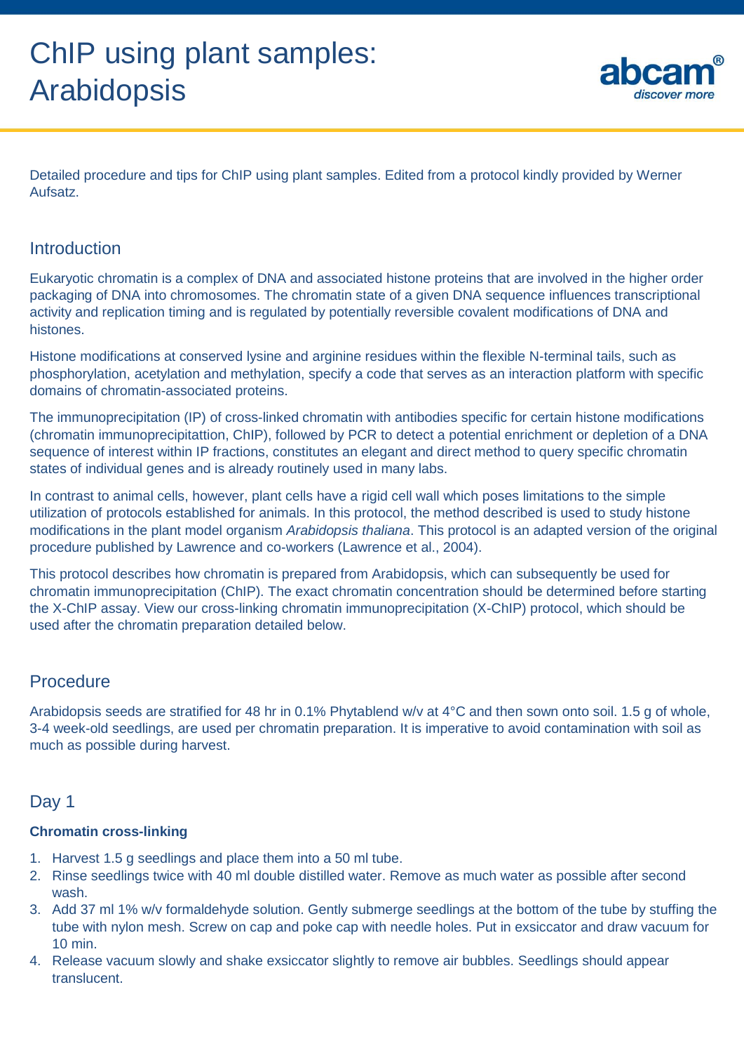# ChIP using plant samples: Arabidopsis

Detailed procedure and tips for ChIP using plant samples. Edited from a protocol kindly provided by Werner Aufsatz.

## Introduction

Eukaryotic chromatin is a complex of DNA and associated histone proteins that are involved in the higher order packaging of DNA into chromosomes. The chromatin state of a given DNA sequence influences transcriptional activity and replication timing and is regulated by potentially reversible covalent modifications of DNA and histones.

Histone modifications at conserved lysine and arginine residues within the flexible N-terminal tails, such as phosphorylation, acetylation and methylation, specify a code that serves as an interaction platform with specific domains of chromatin-associated proteins.

The immunoprecipitation (IP) of cross-linked chromatin with antibodies specific for certain histone modifications (chromatin immunoprecipitattion, ChIP), followed by PCR to detect a potential enrichment or depletion of a DNA sequence of interest within IP fractions, constitutes an elegant and direct method to query specific chromatin states of individual genes and is already routinely used in many labs.

In contrast to animal cells, however, plant cells have a rigid cell wall which poses limitations to the simple utilization of protocols established for animals. In this protocol, the method described is used to study histone modifications in the plant model organism *Arabidopsis thaliana*. This protocol is an adapted version of the original procedure published by Lawrence and co-workers (Lawrence et al., 2004).

This protocol describes how chromatin is prepared from Arabidopsis, which can subsequently be used for chromatin immunoprecipitation (ChIP). The exact chromatin concentration should be determined before starting the X-ChIP assay. View our cross-linking chromatin immunoprecipitation (X-ChIP) protocol, which should be used after the chromatin preparation detailed below.

## Procedure

Arabidopsis seeds are stratified for 48 hr in 0.1% Phytablend w/v at 4°C and then sown onto soil. 1.5 g of whole, 3-4 week-old seedlings, are used per chromatin preparation. It is imperative to avoid contamination with soil as much as possible during harvest.

## Day 1

**Chromatin cross-linking**

1. Harvest 1.5 g seedlings and place them into a 50 ml tube.
2. Rinse seedlings twice with 40 ml double distilled water. Remove as much water as possible after second wash.
3. Add 37 ml 1% w/v formaldehyde solution. Gently submerge seedlings at the bottom of the tube by stuffing the tube with nylon mesh. Screw on cap and poke cap with needle holes. Put in exsiccator and draw vacuum for 10 min.
4. Release vacuum slowly and shake exsiccator slightly to remove air bubbles. Seedlings should appear translucent.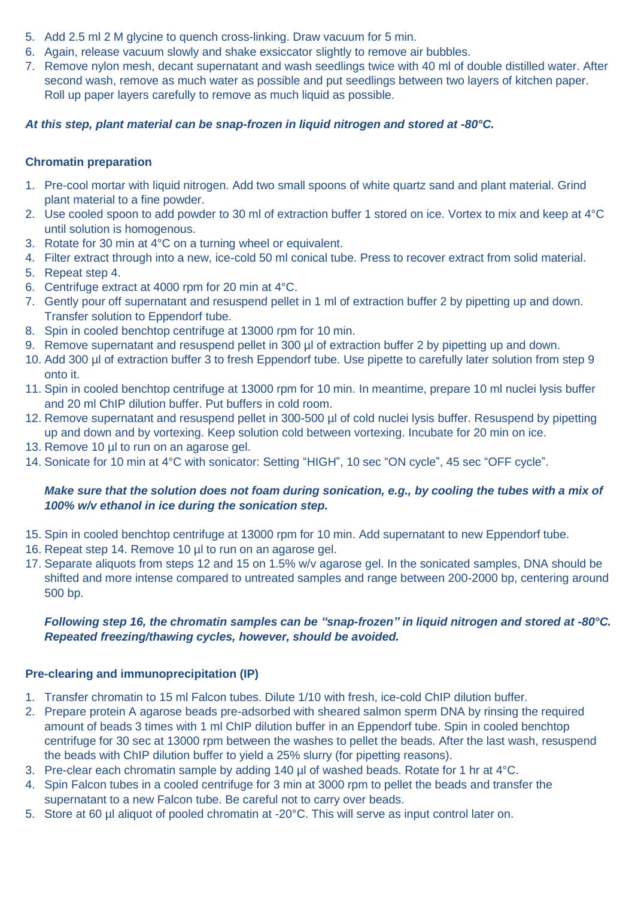5. Add 2.5 ml 2 M glycine to quench cross-linking. Draw vacuum for 5 min.
6. Again, release vacuum slowly and shake exsiccator slightly to remove air bubbles.
7. Remove nylon mesh, decant supernatant and wash seedlings twice with 40 ml of double distilled water. After second wash, remove as much water as possible and put seedlings between two layers of kitchen paper. Roll up paper layers carefully to remove as much liquid as possible.

***At this step, plant material can be snap-frozen in liquid nitrogen and stored at -80°C.***

**Chromatin preparation**

1. Pre-cool mortar with liquid nitrogen. Add two small spoons of white quartz sand and plant material. Grind plant material to a fine powder.
2. Use cooled spoon to add powder to 30 ml of extraction buffer 1 stored on ice. Vortex to mix and keep at 4°C until solution is homogenous.
3. Rotate for 30 min at 4°C on a turning wheel or equivalent.
4. Filter extract through into a new, ice-cold 50 ml conical tube. Press to recover extract from solid material.
5. Repeat step 4.
6. Centrifuge extract at 4000 rpm for 20 min at 4°C.
7. Gently pour off supernatant and resuspend pellet in 1 ml of extraction buffer 2 by pipetting up and down. Transfer solution to Eppendorf tube.
8. Spin in cooled benchtop centrifuge at 13000 rpm for 10 min.
9. Remove supernatant and resuspend pellet in 300 µl of extraction buffer 2 by pipetting up and down.
10. Add 300 µl of extraction buffer 3 to fresh Eppendorf tube. Use pipette to carefully later solution from step 9 onto it.
11. Spin in cooled benchtop centrifuge at 13000 rpm for 10 min. In meantime, prepare 10 ml nuclei lysis buffer and 20 ml ChIP dilution buffer. Put buffers in cold room.
12. Remove supernatant and resuspend pellet in 300-500 µl of cold nuclei lysis buffer. Resuspend by pipetting up and down and by vortexing. Keep solution cold between vortexing. Incubate for 20 min on ice.
13. Remove 10 µl to run on an agarose gel.
14. Sonicate for 10 min at 4°C with sonicator: Setting "HIGH", 10 sec "ON cycle", 45 sec "OFF cycle".

    ***Make sure that the solution does not foam during sonication, e.g., by cooling the tubes with a mix of 100% w/v ethanol in ice during the sonication step.***

15. Spin in cooled benchtop centrifuge at 13000 rpm for 10 min. Add supernatant to new Eppendorf tube.
16. Repeat step 14. Remove 10 µl to run on an agarose gel.
17. Separate aliquots from steps 12 and 15 on 1.5% w/v agarose gel. In the sonicated samples, DNA should be shifted and more intense compared to untreated samples and range between 200-2000 bp, centering around 500 bp.

    ***Following step 16, the chromatin samples can be "snap-frozen" in liquid nitrogen and stored at -80°C. Repeated freezing/thawing cycles, however, should be avoided.***

**Pre-clearing and immunoprecipitation (IP)**

1. Transfer chromatin to 15 ml Falcon tubes. Dilute 1/10 with fresh, ice-cold ChIP dilution buffer.
2. Prepare protein A agarose beads pre-adsorbed with sheared salmon sperm DNA by rinsing the required amount of beads 3 times with 1 ml ChIP dilution buffer in an Eppendorf tube. Spin in cooled benchtop centrifuge for 30 sec at 13000 rpm between the washes to pellet the beads. After the last wash, resuspend the beads with ChIP dilution buffer to yield a 25% slurry (for pipetting reasons).
3. Pre-clear each chromatin sample by adding 140 µl of washed beads. Rotate for 1 hr at 4°C.
4. Spin Falcon tubes in a cooled centrifuge for 3 min at 3000 rpm to pellet the beads and transfer the supernatant to a new Falcon tube. Be careful not to carry over beads.
5. Store at 60 µl aliquot of pooled chromatin at -20°C. This will serve as input control later on.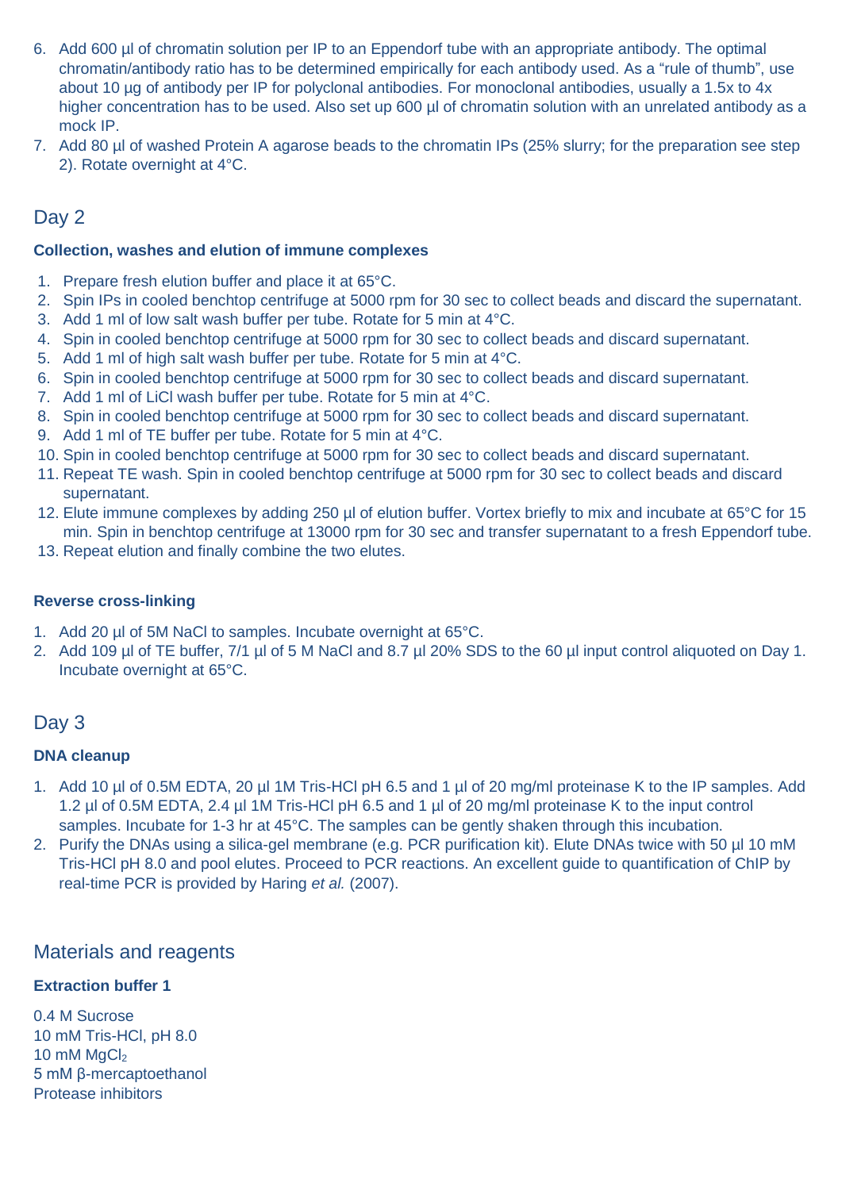6. Add 600 µl of chromatin solution per IP to an Eppendorf tube with an appropriate antibody. The optimal chromatin/antibody ratio has to be determined empirically for each antibody used. As a "rule of thumb", use about 10 µg of antibody per IP for polyclonal antibodies. For monoclonal antibodies, usually a 1.5x to 4x higher concentration has to be used. Also set up 600 µl of chromatin solution with an unrelated antibody as a mock IP.
7. Add 80 µl of washed Protein A agarose beads to the chromatin IPs (25% slurry; for the preparation see step 2). Rotate overnight at 4°C.

## Day 2

**Collection, washes and elution of immune complexes**

1. Prepare fresh elution buffer and place it at 65°C.
2. Spin IPs in cooled benchtop centrifuge at 5000 rpm for 30 sec to collect beads and discard the supernatant.
3. Add 1 ml of low salt wash buffer per tube. Rotate for 5 min at 4°C.
4. Spin in cooled benchtop centrifuge at 5000 rpm for 30 sec to collect beads and discard supernatant.
5. Add 1 ml of high salt wash buffer per tube. Rotate for 5 min at 4°C.
6. Spin in cooled benchtop centrifuge at 5000 rpm for 30 sec to collect beads and discard supernatant.
7. Add 1 ml of LiCl wash buffer per tube. Rotate for 5 min at 4°C.
8. Spin in cooled benchtop centrifuge at 5000 rpm for 30 sec to collect beads and discard supernatant.
9. Add 1 ml of TE buffer per tube. Rotate for 5 min at 4°C.
10. Spin in cooled benchtop centrifuge at 5000 rpm for 30 sec to collect beads and discard supernatant.
11. Repeat TE wash. Spin in cooled benchtop centrifuge at 5000 rpm for 30 sec to collect beads and discard supernatant.
12. Elute immune complexes by adding 250 µl of elution buffer. Vortex briefly to mix and incubate at 65°C for 15 min. Spin in benchtop centrifuge at 13000 rpm for 30 sec and transfer supernatant to a fresh Eppendorf tube.
13. Repeat elution and finally combine the two elutes.

**Reverse cross-linking**

1. Add 20 µl of 5M NaCl to samples. Incubate overnight at 65°C.
2. Add 109 µl of TE buffer, 7/1 µl of 5 M NaCl and 8.7 µl 20% SDS to the 60 µl input control aliquoted on Day 1. Incubate overnight at 65°C.

## Day 3

**DNA cleanup**

1. Add 10 µl of 0.5M EDTA, 20 µl 1M Tris-HCl pH 6.5 and 1 µl of 20 mg/ml proteinase K to the IP samples. Add 1.2 µl of 0.5M EDTA, 2.4 µl 1M Tris-HCl pH 6.5 and 1 µl of 20 mg/ml proteinase K to the input control samples. Incubate for 1-3 hr at 45°C. The samples can be gently shaken through this incubation.
2. Purify the DNAs using a silica-gel membrane (e.g. PCR purification kit). Elute DNAs twice with 50 µl 10 mM Tris-HCl pH 8.0 and pool elutes. Proceed to PCR reactions. An excellent guide to quantification of ChIP by real-time PCR is provided by Haring *et al.* (2007).

## Materials and reagents

**Extraction buffer 1**

0.4 M Sucrose
10 mM Tris-HCl, pH 8.0
10 mM $MgCl_2$
5 mM β-mercaptoethanol
Protease inhibitors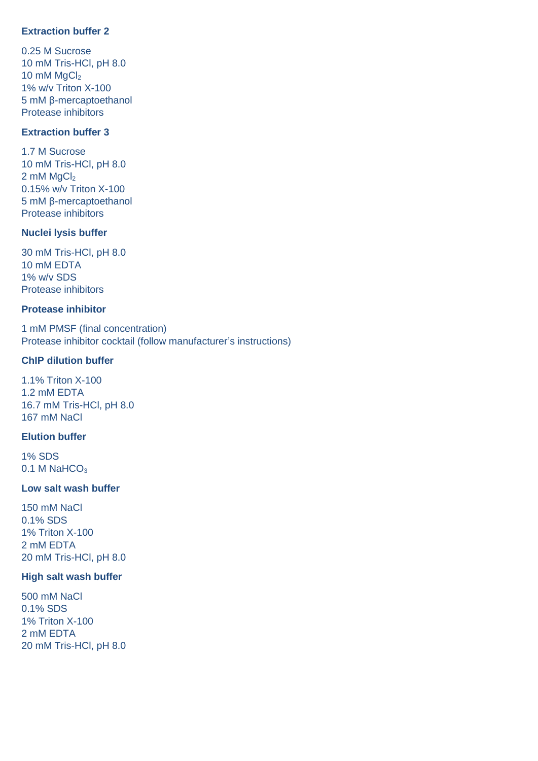**Extraction buffer 2**

0.25 M Sucrose
10 mM Tris-HCl, pH 8.0
10 mM $MgCl_2$
1% w/v Triton X-100
5 mM β-mercaptoethanol
Protease inhibitors

**Extraction buffer 3**

1.7 M Sucrose
10 mM Tris-HCl, pH 8.0
2 mM $MgCl_2$
0.15% w/v Triton X-100
5 mM β-mercaptoethanol
Protease inhibitors

**Nuclei lysis buffer**

30 mM Tris-HCl, pH 8.0
10 mM EDTA
1% w/v SDS
Protease inhibitors

**Protease inhibitor**

1 mM PMSF (final concentration)
Protease inhibitor cocktail (follow manufacturer's instructions)

**ChIP dilution buffer**

1.1% Triton X-100
1.2 mM EDTA
16.7 mM Tris-HCl, pH 8.0
167 mM NaCl

**Elution buffer**

1% SDS
0.1 M $NaHCO_3$

**Low salt wash buffer**

150 mM NaCl
0.1% SDS
1% Triton X-100
2 mM EDTA
20 mM Tris-HCl, pH 8.0

**High salt wash buffer**

500 mM NaCl
0.1% SDS
1% Triton X-100
2 mM EDTA
20 mM Tris-HCl, pH 8.0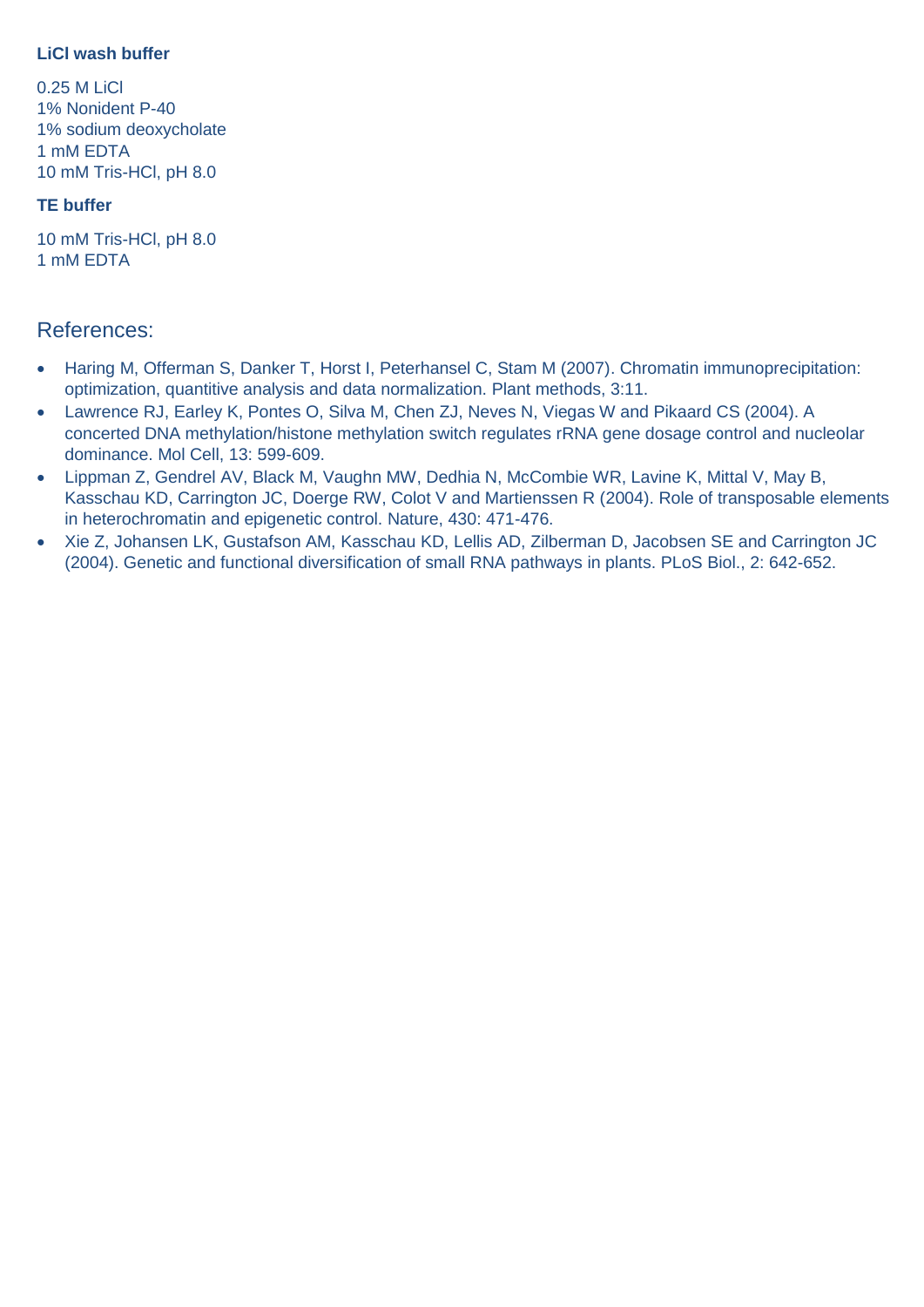**LiCl wash buffer**

0.25 M LiCl
1% Nonident P-40
1% sodium deoxycholate
1 mM EDTA
10 mM Tris-HCl, pH 8.0

**TE buffer**

10 mM Tris-HCl, pH 8.0
1 mM EDTA

## References:

- Haring M, Offerman S, Danker T, Horst I, Peterhansel C, Stam M (2007). Chromatin immunoprecipitation: optimization, quantitive analysis and data normalization. Plant methods, 3:11.
- Lawrence RJ, Earley K, Pontes O, Silva M, Chen ZJ, Neves N, Viegas W and Pikaard CS (2004). A concerted DNA methylation/histone methylation switch regulates rRNA gene dosage control and nucleolar dominance. Mol Cell, 13: 599-609.
- Lippman Z, Gendrel AV, Black M, Vaughn MW, Dedhia N, McCombie WR, Lavine K, Mittal V, May B, Kasschau KD, Carrington JC, Doerge RW, Colot V and Martienssen R (2004). Role of transposable elements in heterochromatin and epigenetic control. Nature, 430: 471-476.
- Xie Z, Johansen LK, Gustafson AM, Kasschau KD, Lellis AD, Zilberman D, Jacobsen SE and Carrington JC (2004). Genetic and functional diversification of small RNA pathways in plants. PLoS Biol., 2: 642-652.